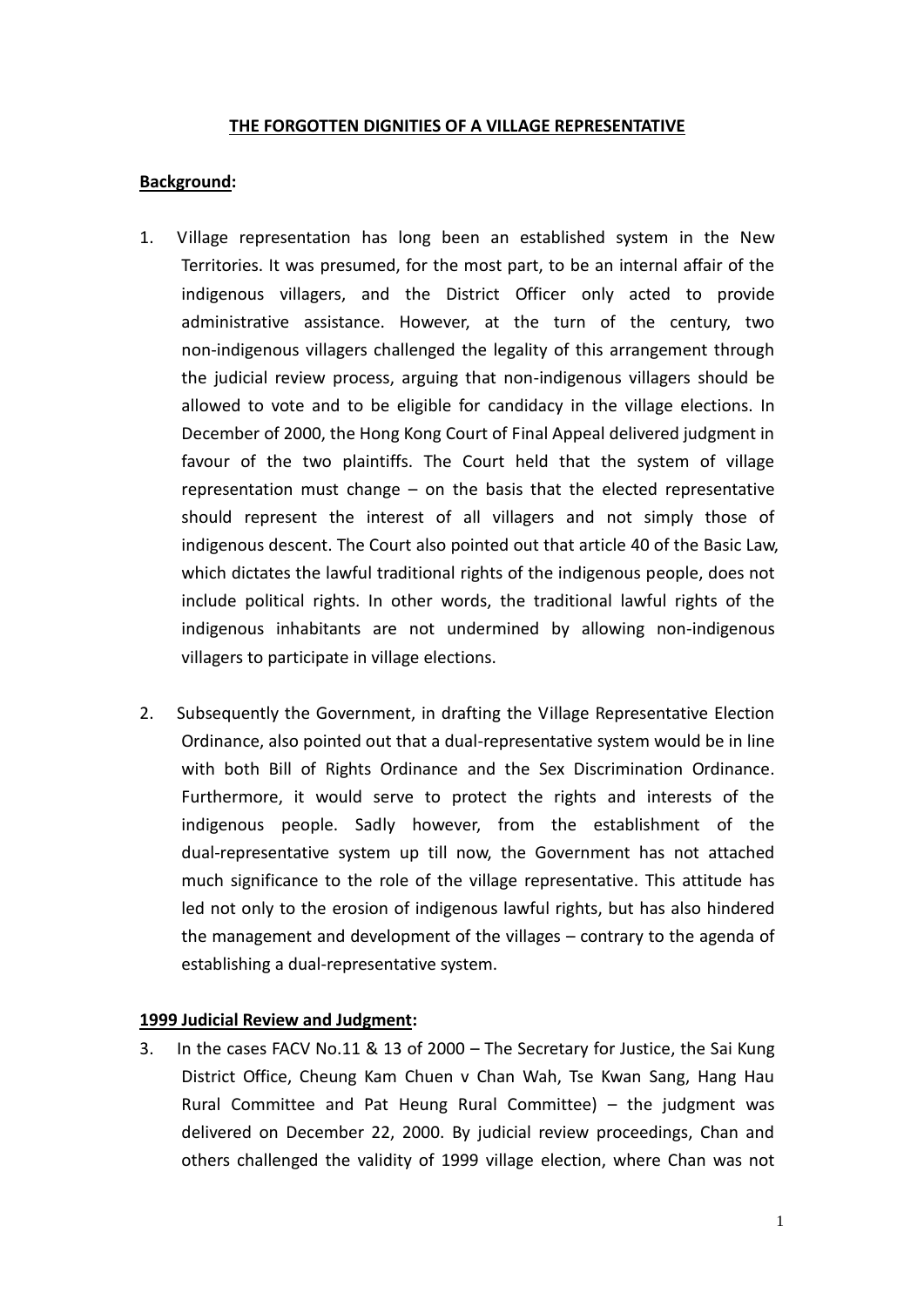# THE FORGOTTEN DIGNITIES OF A VILLAGE REPRESENTATIVE

## Background:

1. Village representation has long been an established system in the New Territories. It was presumed, for the most part, to be an internal affair of the indigenous villagers, and the District Officer only acted to provide administrative assistance. However, at the turn of the century, two non-indigenous villagers challenged the legality of this arrangement through the judicial review process, arguing that non-indigenous villagers should be allowed to vote and to be eligible for candidacy in the village elections. In December of 2000, the Hong Kong Court of Final Appeal delivered judgment in favour of the two plaintiffs. The Court held that the system of village representation must change – on the basis that the elected representative should represent the interest of all villagers and not simply those of indigenous descent. The Court also pointed out that article 40 of the Basic Law, which dictates the lawful traditional rights of the indigenous people, does not include political rights. In other words, the traditional lawful rights of the indigenous inhabitants are not undermined by allowing non-indigenous villagers to participate in village elections.

2. Subsequently the Government, in drafting the Village Representative Election Ordinance, also pointed out that a dual-representative system would be in line with both Bill of Rights Ordinance and the Sex Discrimination Ordinance. Furthermore, it would serve to protect the rights and interests of the indigenous people. Sadly however, from the establishment of the dual-representative system up till now, the Government has not attached much significance to the role of the village representative. This attitude has led not only to the erosion of indigenous lawful rights, but has also hindered the management and development of the villages – contrary to the agenda of establishing a dual-representative system.

## 1999 Judicial Review and Judgment:

3. In the cases FACV No.11 & 13 of 2000 – The Secretary for Justice, the Sai Kung District Office, Cheung Kam Chuen v Chan Wah, Tse Kwan Sang, Hang Hau Rural Committee and Pat Heung Rural Committee) – the judgment was delivered on December 22, 2000. By judicial review proceedings, Chan and others challenged the validity of 1999 village election, where Chan was not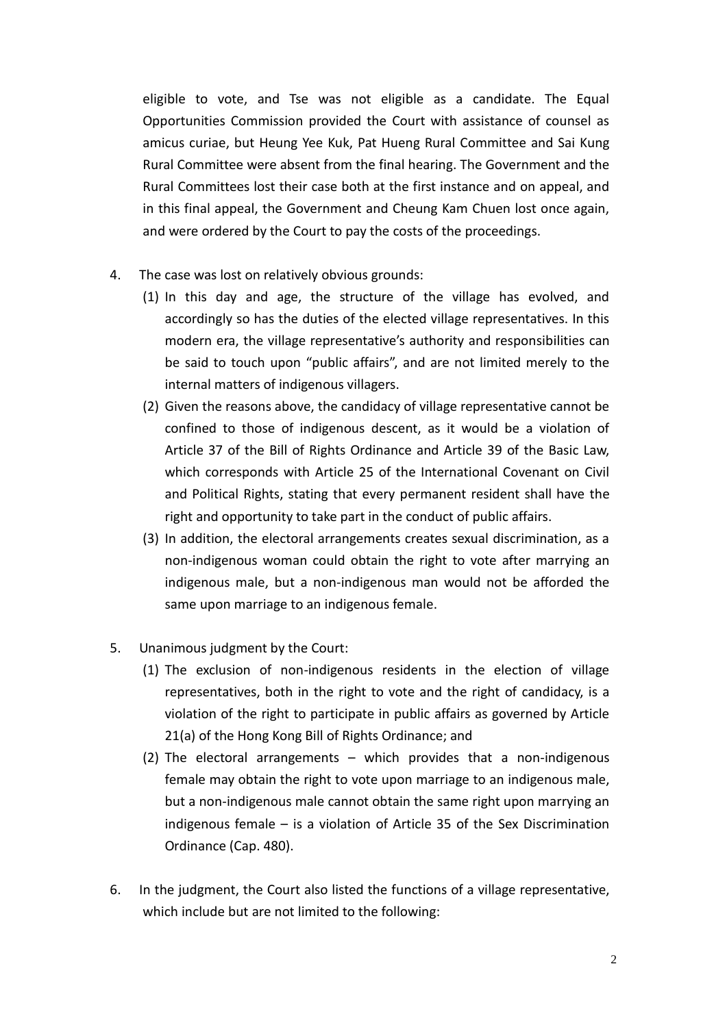eligible to vote, and Tse was not eligible as a candidate. The Equal Opportunities Commission provided the Court with assistance of counsel as amicus curiae, but Heung Yee Kuk, Pat Hueng Rural Committee and Sai Kung Rural Committee were absent from the final hearing. The Government and the Rural Committees lost their case both at the first instance and on appeal, and in this final appeal, the Government and Cheung Kam Chuen lost once again, and were ordered by the Court to pay the costs of the proceedings.

4. The case was lost on relatively obvious grounds:
   (1) In this day and age, the structure of the village has evolved, and accordingly so has the duties of the elected village representatives. In this modern era, the village representative's authority and responsibilities can be said to touch upon "public affairs", and are not limited merely to the internal matters of indigenous villagers.
   (2) Given the reasons above, the candidacy of village representative cannot be confined to those of indigenous descent, as it would be a violation of Article 37 of the Bill of Rights Ordinance and Article 39 of the Basic Law, which corresponds with Article 25 of the International Covenant on Civil and Political Rights, stating that every permanent resident shall have the right and opportunity to take part in the conduct of public affairs.
   (3) In addition, the electoral arrangements creates sexual discrimination, as a non-indigenous woman could obtain the right to vote after marrying an indigenous male, but a non-indigenous man would not be afforded the same upon marriage to an indigenous female.

5. Unanimous judgment by the Court:
   (1) The exclusion of non-indigenous residents in the election of village representatives, both in the right to vote and the right of candidacy, is a violation of the right to participate in public affairs as governed by Article 21(a) of the Hong Kong Bill of Rights Ordinance; and
   (2) The electoral arrangements – which provides that a non-indigenous female may obtain the right to vote upon marriage to an indigenous male, but a non-indigenous male cannot obtain the same right upon marrying an indigenous female – is a violation of Article 35 of the Sex Discrimination Ordinance (Cap. 480).

6. In the judgment, the Court also listed the functions of a village representative, which include but are not limited to the following: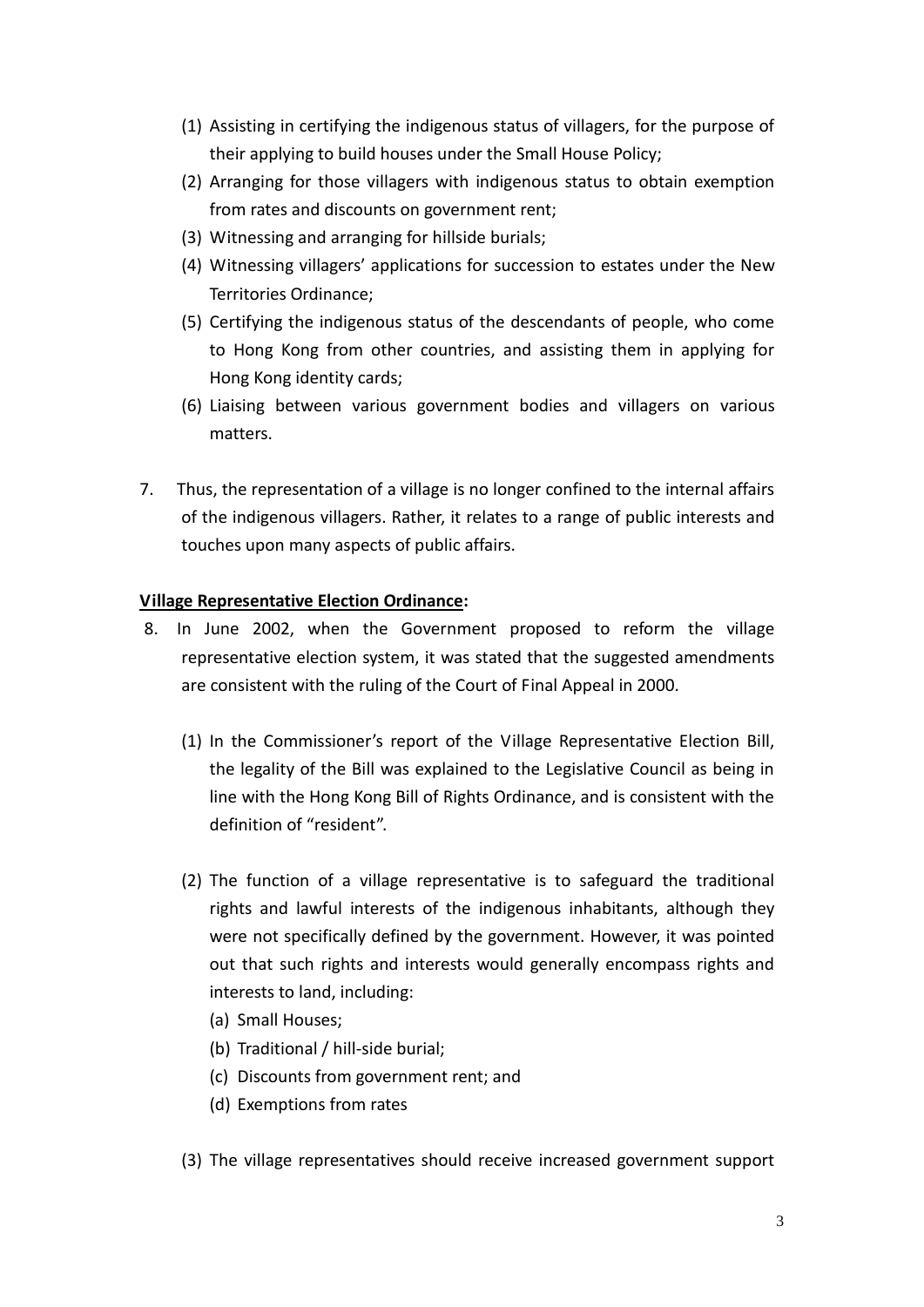(1) Assisting in certifying the indigenous status of villagers, for the purpose of their applying to build houses under the Small House Policy;

(2) Arranging for those villagers with indigenous status to obtain exemption from rates and discounts on government rent;

(3) Witnessing and arranging for hillside burials;

(4) Witnessing villagers' applications for succession to estates under the New Territories Ordinance;

(5) Certifying the indigenous status of the descendants of people, who come to Hong Kong from other countries, and assisting them in applying for Hong Kong identity cards;

(6) Liaising between various government bodies and villagers on various matters.

7. Thus, the representation of a village is no longer confined to the internal affairs of the indigenous villagers. Rather, it relates to a range of public interests and touches upon many aspects of public affairs.

**<u>Village Representative Election Ordinance</u>:**

8. In June 2002, when the Government proposed to reform the village representative election system, it was stated that the suggested amendments are consistent with the ruling of the Court of Final Appeal in 2000.

   (1) In the Commissioner's report of the Village Representative Election Bill, the legality of the Bill was explained to the Legislative Council as being in line with the Hong Kong Bill of Rights Ordinance, and is consistent with the definition of "resident".

   (2) The function of a village representative is to safeguard the traditional rights and lawful interests of the indigenous inhabitants, although they were not specifically defined by the government. However, it was pointed out that such rights and interests would generally encompass rights and interests to land, including:
   
   (a) Small Houses;
   
   (b) Traditional / hill-side burial;
   
   (c) Discounts from government rent; and
   
   (d) Exemptions from rates

   (3) The village representatives should receive increased government support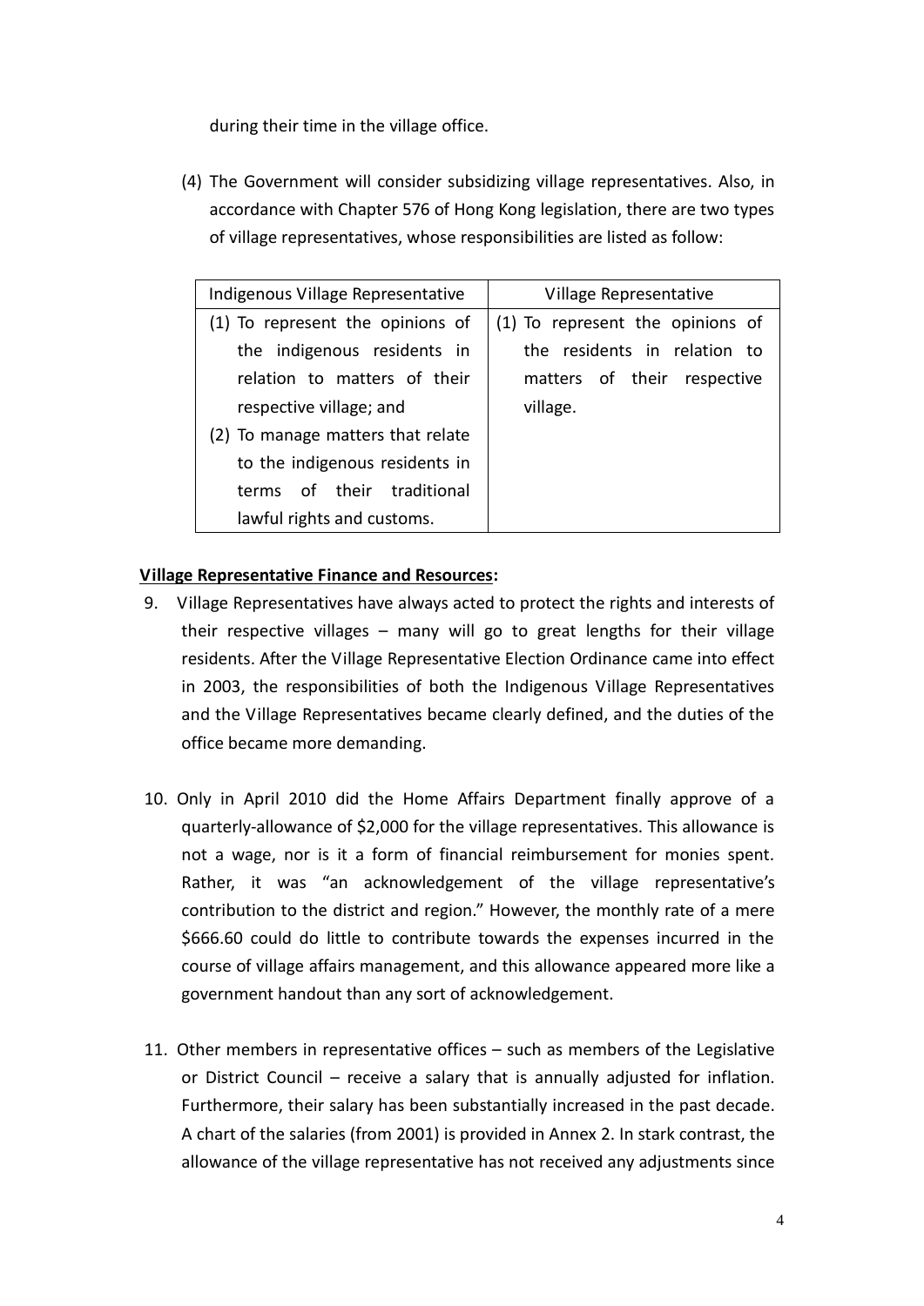during their time in the village office.

(4) The Government will consider subsidizing village representatives. Also, in accordance with Chapter 576 of Hong Kong legislation, there are two types of village representatives, whose responsibilities are listed as follow:

| Indigenous Village Representative | Village Representative |
|---|---|
| (1) To represent the opinions of the indigenous residents in relation to matters of their respective village; and<br>(2) To manage matters that relate to the indigenous residents in terms of their traditional lawful rights and customs. | (1) To represent the opinions of the residents in relation to matters of their respective village. |

**Village Representative Finance and Resources:**

9. Village Representatives have always acted to protect the rights and interests of their respective villages – many will go to great lengths for their village residents. After the Village Representative Election Ordinance came into effect in 2003, the responsibilities of both the Indigenous Village Representatives and the Village Representatives became clearly defined, and the duties of the office became more demanding.

10. Only in April 2010 did the Home Affairs Department finally approve of a quarterly-allowance of $2,000 for the village representatives. This allowance is not a wage, nor is it a form of financial reimbursement for monies spent. Rather, it was "an acknowledgement of the village representative's contribution to the district and region." However, the monthly rate of a mere $666.60 could do little to contribute towards the expenses incurred in the course of village affairs management, and this allowance appeared more like a government handout than any sort of acknowledgement.

11. Other members in representative offices – such as members of the Legislative or District Council – receive a salary that is annually adjusted for inflation. Furthermore, their salary has been substantially increased in the past decade. A chart of the salaries (from 2001) is provided in Annex 2. In stark contrast, the allowance of the village representative has not received any adjustments since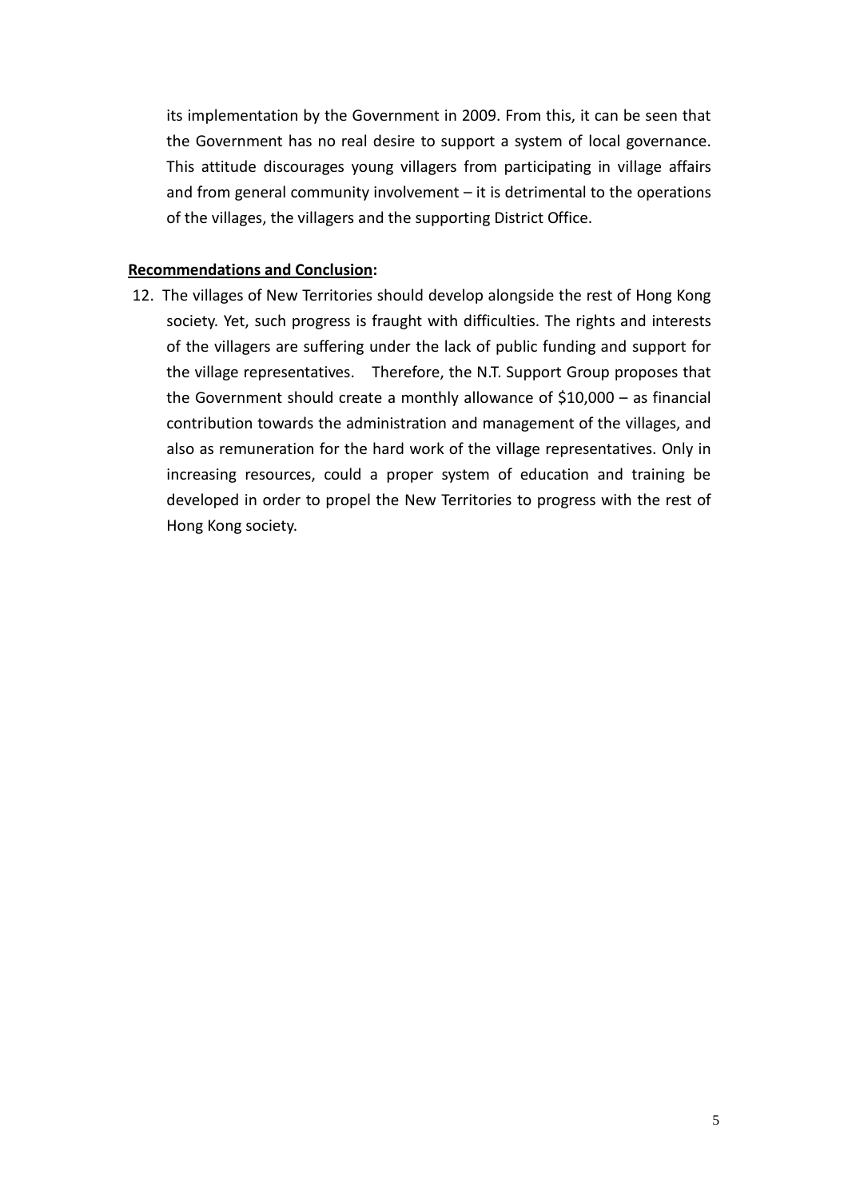its implementation by the Government in 2009. From this, it can be seen that the Government has no real desire to support a system of local governance. This attitude discourages young villagers from participating in village affairs and from general community involvement – it is detrimental to the operations of the villages, the villagers and the supporting District Office.

**Recommendations and Conclusion:**

12. The villages of New Territories should develop alongside the rest of Hong Kong society. Yet, such progress is fraught with difficulties. The rights and interests of the villagers are suffering under the lack of public funding and support for the village representatives. Therefore, the N.T. Support Group proposes that the Government should create a monthly allowance of $10,000 – as financial contribution towards the administration and management of the villages, and also as remuneration for the hard work of the village representatives. Only in increasing resources, could a proper system of education and training be developed in order to propel the New Territories to progress with the rest of Hong Kong society.